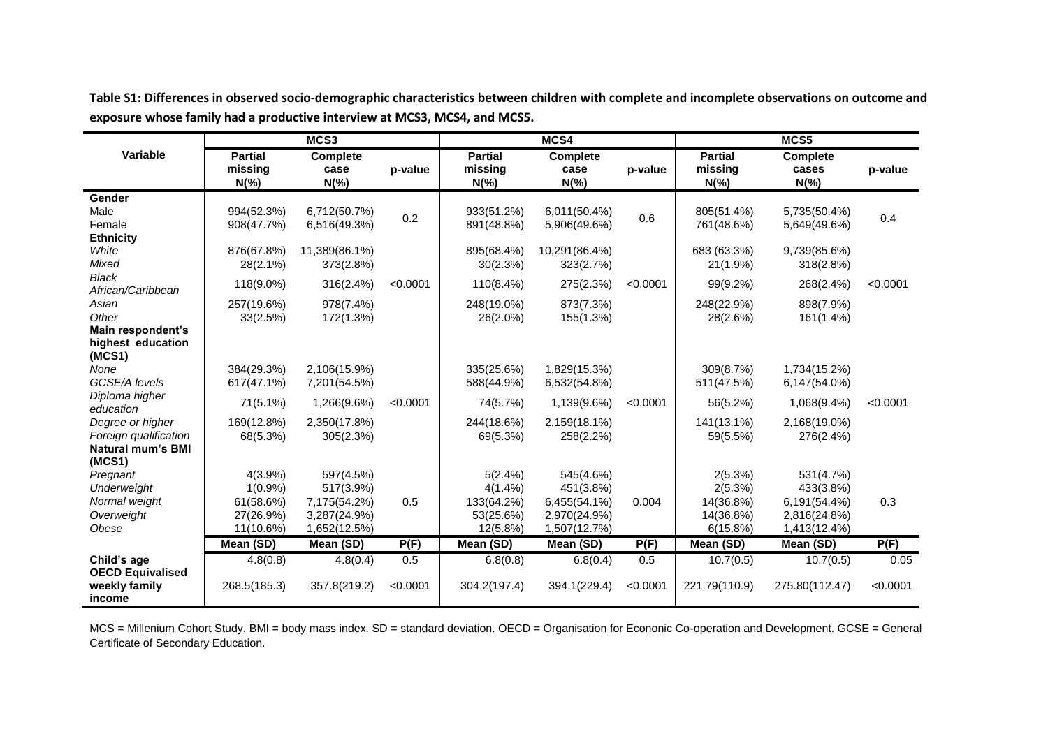**Table S1: Differences in observed socio-demographic characteristics between children with complete and incomplete observations on outcome and exposure whose family had a productive interview at MCS3, MCS4, and MCS5.**

| Variable | MCS3 | | | MCS4 | | | MCS5 | | |
|---|---|---|---|---|---|---|---|---|---|
| | Partial missing N(%) | Complete case N(%) | p-value | Partial missing N(%) | Complete case N(%) | p-value | Partial missing N(%) | Complete cases N(%) | p-value |
| **Gender** | | | | | | | | | |
| Male | 994(52.3%) | 6,712(50.7%) | 0.2 | 933(51.2%) | 6,011(50.4%) | 0.6 | 805(51.4%) | 5,735(50.4%) | 0.4 |
| Female | 908(47.7%) | 6,516(49.3%) | | 891(48.8%) | 5,906(49.6%) | | 761(48.6%) | 5,649(49.6%) | |
| **Ethnicity** | | | | | | | | | |
| *White* | 876(67.8%) | 11,389(86.1%) | <0.0001 | 895(68.4%) | 10,291(86.4%) | <0.0001 | 683 (63.3%) | 9,739(85.6%) | <0.0001 |
| *Mixed* | 28(2.1%) | 373(2.8%) | | 30(2.3%) | 323(2.7%) | | 21(1.9%) | 318(2.8%) | |
| *Black African/Caribbean* | 118(9.0%) | 316(2.4%) | | 110(8.4%) | 275(2.3%) | | 99(9.2%) | 268(2.4%) | |
| *Asian* | 257(19.6%) | 978(7.4%) | | 248(19.0%) | 873(7.3%) | | 248(22.9%) | 898(7.9%) | |
| *Other* | 33(2.5%) | 172(1.3%) | | 26(2.0%) | 155(1.3%) | | 28(2.6%) | 161(1.4%) | |
| **Main respondent's highest education (MCS1)** | | | | | | | | | |
| *None* | 384(29.3%) | 2,106(15.9%) | <0.0001 | 335(25.6%) | 1,829(15.3%) | <0.0001 | 309(8.7%) | 1,734(15.2%) | <0.0001 |
| *GCSE/A levels* | 617(47.1%) | 7,201(54.5%) | | 588(44.9%) | 6,532(54.8%) | | 511(47.5%) | 6,147(54.0%) | |
| *Diploma higher education* | 71(5.1%) | 1,266(9.6%) | | 74(5.7%) | 1,139(9.6%) | | 56(5.2%) | 1,068(9.4%) | |
| *Degree or higher* | 169(12.8%) | 2,350(17.8%) | | 244(18.6%) | 2,159(18.1%) | | 141(13.1%) | 2,168(19.0%) | |
| *Foreign qualification* | 68(5.3%) | 305(2.3%) | | 69(5.3%) | 258(2.2%) | | 59(5.5%) | 276(2.4%) | |
| **Natural mum's BMI (MCS1)** | | | | | | | | | |
| *Pregnant* | 4(3.9%) | 597(4.5%) | 0.5 | 5(2.4%) | 545(4.6%) | 0.004 | 2(5.3%) | 531(4.7%) | 0.3 |
| *Underweight* | 1(0.9%) | 517(3.9%) | | 4(1.4%) | 451(3.8%) | | 2(5.3%) | 433(3.8%) | |
| *Normal weight* | 61(58.6%) | 7,175(54.2%) | | 133(64.2%) | 6,455(54.1%) | | 14(36.8%) | 6,191(54.4%) | |
| *Overweight* | 27(26.9%) | 3,287(24.9%) | | 53(25.6%) | 2,970(24.9%) | | 14(36.8%) | 2,816(24.8%) | |
| *Obese* | 11(10.6%) | 1,652(12.5%) | | 12(5.8%) | 1,507(12.7%) | | 6(15.8%) | 1,413(12.4%) | |
| | **Mean (SD)** | **Mean (SD)** | **P(F)** | **Mean (SD)** | **Mean (SD)** | **P(F)** | **Mean (SD)** | **Mean (SD)** | **P(F)** |
| **Child's age** | 4.8(0.8) | 4.8(0.4) | 0.5 | 6.8(0.8) | 6.8(0.4) | 0.5 | 10.7(0.5) | 10.7(0.5) | 0.05 |
| **OECD Equivalised weekly family income** | 268.5(185.3) | 357.8(219.2) | <0.0001 | 304.2(197.4) | 394.1(229.4) | <0.0001 | 221.79(110.9) | 275.80(112.47) | <0.0001 |

MCS = Millenium Cohort Study. BMI = body mass index. SD = standard deviation. OECD = Organisation for Econonic Co-operation and Development. GCSE = General Certificate of Secondary Education.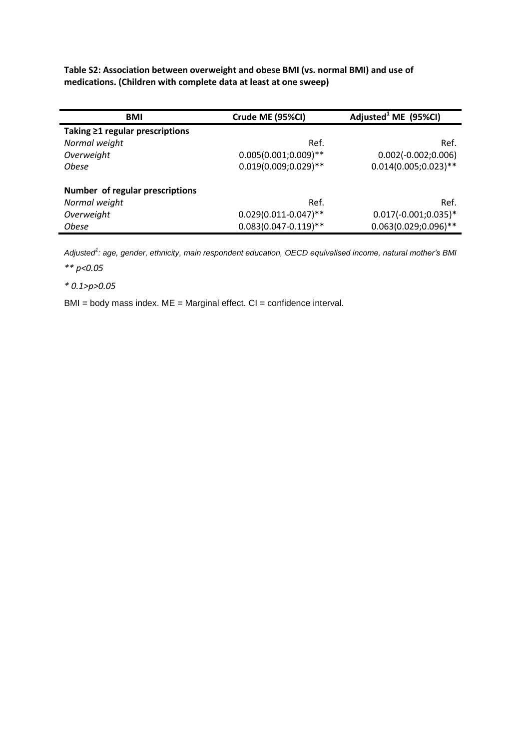**Table S2: Association between overweight and obese BMI (vs. normal BMI) and use of medications. (Children with complete data at least at one sweep)**

| BMI | Crude ME (95%CI) | Adjusted[1] ME (95%CI) |
|---|---|---|
| **Taking ≥1 regular prescriptions** | | |
| *Normal weight* | Ref. | Ref. |
| *Overweight* | 0.005(0.001;0.009)** | 0.002(-0.002;0.006) |
| *Obese* | 0.019(0.009;0.029)** | 0.014(0.005;0.023)** |
| **Number of regular prescriptions** | | |
| *Normal weight* | Ref. | Ref. |
| *Overweight* | 0.029(0.011-0.047)** | 0.017(-0.001;0.035)* |
| *Obese* | 0.083(0.047-0.119)** | 0.063(0.029;0.096)** |

*Adjusted[1]: age, gender, ethnicity, main respondent education, OECD equivalised income, natural mother's BMI*

*** p<0.05*

** 0.1>p>0.05*

BMI = body mass index. ME = Marginal effect. CI = confidence interval.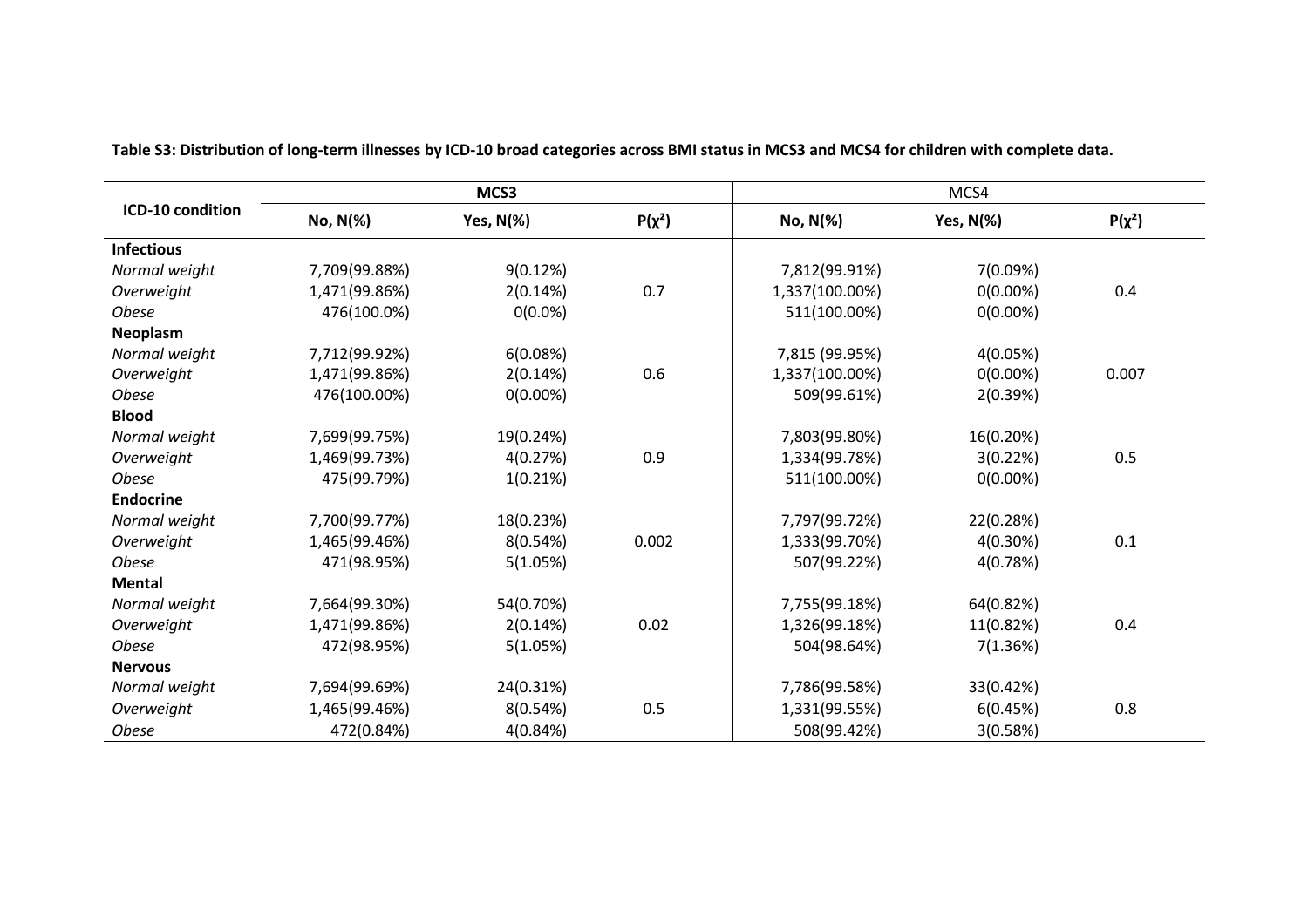**Table S3: Distribution of long-term illnesses by ICD-10 broad categories across BMI status in MCS3 and MCS4 for children with complete data.**

| ICD-10 condition | MCS3 | | | MCS4 | | |
|---|---|---|---|---|---|---|
| | No, N(%) | Yes, N(%) | P($\chi^2$) | No, N(%) | Yes, N(%) | P($\chi^2$) |
| **Infectious** | | | | | | |
| *Normal weight* | 7,709(99.88%) | 9(0.12%) | | 7,812(99.91%) | 7(0.09%) | |
| *Overweight* | 1,471(99.86%) | 2(0.14%) | 0.7 | 1,337(100.00%) | 0(0.00%) | 0.4 |
| *Obese* | 476(100.0%) | 0(0.0%) | | 511(100.00%) | 0(0.00%) | |
| **Neoplasm** | | | | | | |
| *Normal weight* | 7,712(99.92%) | 6(0.08%) | | 7,815 (99.95%) | 4(0.05%) | |
| *Overweight* | 1,471(99.86%) | 2(0.14%) | 0.6 | 1,337(100.00%) | 0(0.00%) | 0.007 |
| *Obese* | 476(100.00%) | 0(0.00%) | | 509(99.61%) | 2(0.39%) | |
| **Blood** | | | | | | |
| *Normal weight* | 7,699(99.75%) | 19(0.24%) | | 7,803(99.80%) | 16(0.20%) | |
| *Overweight* | 1,469(99.73%) | 4(0.27%) | 0.9 | 1,334(99.78%) | 3(0.22%) | 0.5 |
| *Obese* | 475(99.79%) | 1(0.21%) | | 511(100.00%) | 0(0.00%) | |
| **Endocrine** | | | | | | |
| *Normal weight* | 7,700(99.77%) | 18(0.23%) | | 7,797(99.72%) | 22(0.28%) | |
| *Overweight* | 1,465(99.46%) | 8(0.54%) | 0.002 | 1,333(99.70%) | 4(0.30%) | 0.1 |
| *Obese* | 471(98.95%) | 5(1.05%) | | 507(99.22%) | 4(0.78%) | |
| **Mental** | | | | | | |
| *Normal weight* | 7,664(99.30%) | 54(0.70%) | | 7,755(99.18%) | 64(0.82%) | |
| *Overweight* | 1,471(99.86%) | 2(0.14%) | 0.02 | 1,326(99.18%) | 11(0.82%) | 0.4 |
| *Obese* | 472(98.95%) | 5(1.05%) | | 504(98.64%) | 7(1.36%) | |
| **Nervous** | | | | | | |
| *Normal weight* | 7,694(99.69%) | 24(0.31%) | | 7,786(99.58%) | 33(0.42%) | |
| *Overweight* | 1,465(99.46%) | 8(0.54%) | 0.5 | 1,331(99.55%) | 6(0.45%) | 0.8 |
| *Obese* | 472(0.84%) | 4(0.84%) | | 508(99.42%) | 3(0.58%) | |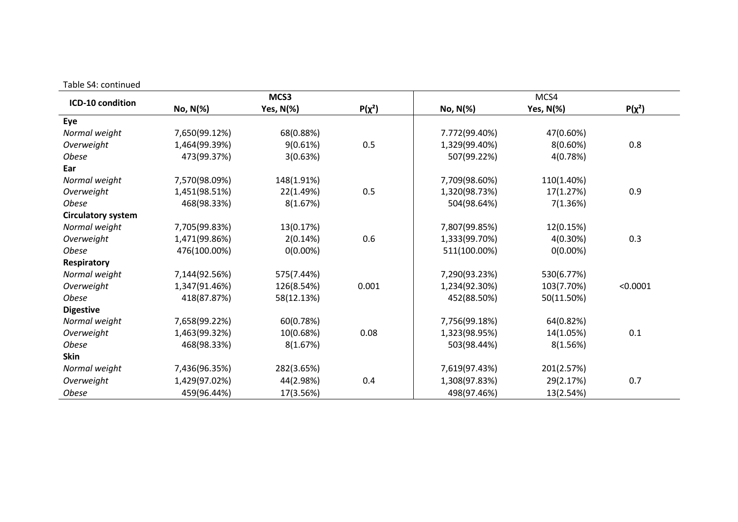Table S4: continued

| ICD-10 condition | MCS3 | | | MCS4 | | |
|---|---|---|---|---|---|---|
| | **No, N(%)** | **Yes, N(%)** | **P($\chi^2$)** | **No, N(%)** | **Yes, N(%)** | **P($\chi^2$)** |
| **Eye** | | | | | | |
| *Normal weight* | 7,650(99.12%) | 68(0.88%) | | 7.772(99.40%) | 47(0.60%) | |
| *Overweight* | 1,464(99.39%) | 9(0.61%) | 0.5 | 1,329(99.40%) | 8(0.60%) | 0.8 |
| *Obese* | 473(99.37%) | 3(0.63%) | | 507(99.22%) | 4(0.78%) | |
| **Ear** | | | | | | |
| *Normal weight* | 7,570(98.09%) | 148(1.91%) | | 7,709(98.60%) | 110(1.40%) | |
| *Overweight* | 1,451(98.51%) | 22(1.49%) | 0.5 | 1,320(98.73%) | 17(1.27%) | 0.9 |
| *Obese* | 468(98.33%) | 8(1.67%) | | 504(98.64%) | 7(1.36%) | |
| **Circulatory system** | | | | | | |
| *Normal weight* | 7,705(99.83%) | 13(0.17%) | | 7,807(99.85%) | 12(0.15%) | |
| *Overweight* | 1,471(99.86%) | 2(0.14%) | 0.6 | 1,333(99.70%) | 4(0.30%) | 0.3 |
| *Obese* | 476(100.00%) | 0(0.00%) | | 511(100.00%) | 0(0.00%) | |
| **Respiratory** | | | | | | |
| *Normal weight* | 7,144(92.56%) | 575(7.44%) | | 7,290(93.23%) | 530(6.77%) | |
| *Overweight* | 1,347(91.46%) | 126(8.54%) | 0.001 | 1,234(92.30%) | 103(7.70%) | <0.0001 |
| *Obese* | 418(87.87%) | 58(12.13%) | | 452(88.50%) | 50(11.50%) | |
| **Digestive** | | | | | | |
| *Normal weight* | 7,658(99.22%) | 60(0.78%) | | 7,756(99.18%) | 64(0.82%) | |
| *Overweight* | 1,463(99.32%) | 10(0.68%) | 0.08 | 1,323(98.95%) | 14(1.05%) | 0.1 |
| *Obese* | 468(98.33%) | 8(1.67%) | | 503(98.44%) | 8(1.56%) | |
| **Skin** | | | | | | |
| *Normal weight* | 7,436(96.35%) | 282(3.65%) | | 7,619(97.43%) | 201(2.57%) | |
| *Overweight* | 1,429(97.02%) | 44(2.98%) | 0.4 | 1,308(97.83%) | 29(2.17%) | 0.7 |
| *Obese* | 459(96.44%) | 17(3.56%) | | 498(97.46%) | 13(2.54%) | |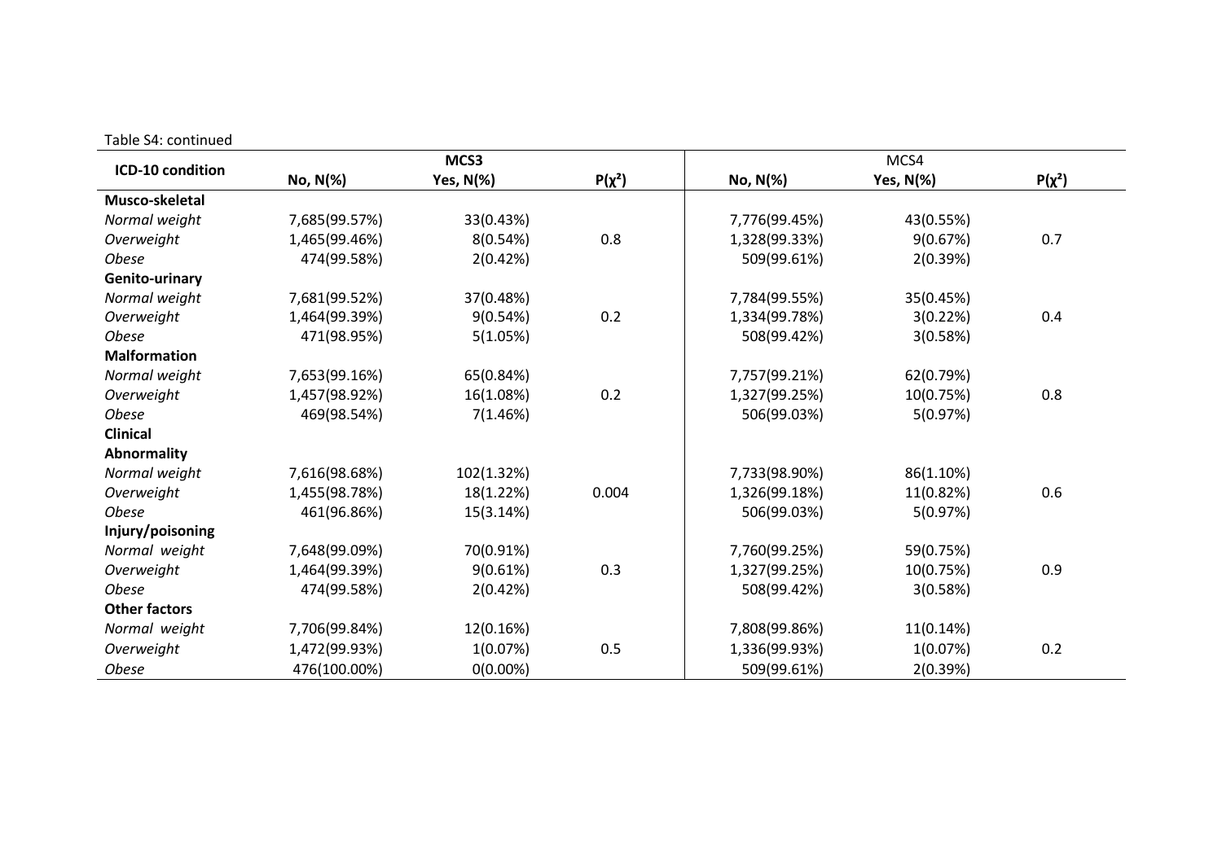Table S4: continued

| ICD-10 condition | MCS3 | | | MCS4 | | |
|---|---|---|---|---|---|---|
| | No, N(%) | Yes, N(%) | P(χ²) | No, N(%) | Yes, N(%) | P(χ²) |
| **Musco-skeletal** | | | | | | |
| *Normal weight* | 7,685(99.57%) | 33(0.43%) | | 7,776(99.45%) | 43(0.55%) | |
| *Overweight* | 1,465(99.46%) | 8(0.54%) | 0.8 | 1,328(99.33%) | 9(0.67%) | 0.7 |
| *Obese* | 474(99.58%) | 2(0.42%) | | 509(99.61%) | 2(0.39%) | |
| **Genito-urinary** | | | | | | |
| *Normal weight* | 7,681(99.52%) | 37(0.48%) | | 7,784(99.55%) | 35(0.45%) | |
| *Overweight* | 1,464(99.39%) | 9(0.54%) | 0.2 | 1,334(99.78%) | 3(0.22%) | 0.4 |
| *Obese* | 471(98.95%) | 5(1.05%) | | 508(99.42%) | 3(0.58%) | |
| **Malformation** | | | | | | |
| *Normal weight* | 7,653(99.16%) | 65(0.84%) | | 7,757(99.21%) | 62(0.79%) | |
| *Overweight* | 1,457(98.92%) | 16(1.08%) | 0.2 | 1,327(99.25%) | 10(0.75%) | 0.8 |
| *Obese* | 469(98.54%) | 7(1.46%) | | 506(99.03%) | 5(0.97%) | |
| **Clinical Abnormality** | | | | | | |
| *Normal weight* | 7,616(98.68%) | 102(1.32%) | | 7,733(98.90%) | 86(1.10%) | |
| *Overweight* | 1,455(98.78%) | 18(1.22%) | 0.004 | 1,326(99.18%) | 11(0.82%) | 0.6 |
| *Obese* | 461(96.86%) | 15(3.14%) | | 506(99.03%) | 5(0.97%) | |
| **Injury/poisoning** | | | | | | |
| *Normal weight* | 7,648(99.09%) | 70(0.91%) | | 7,760(99.25%) | 59(0.75%) | |
| *Overweight* | 1,464(99.39%) | 9(0.61%) | 0.3 | 1,327(99.25%) | 10(0.75%) | 0.9 |
| *Obese* | 474(99.58%) | 2(0.42%) | | 508(99.42%) | 3(0.58%) | |
| **Other factors** | | | | | | |
| *Normal weight* | 7,706(99.84%) | 12(0.16%) | | 7,808(99.86%) | 11(0.14%) | |
| *Overweight* | 1,472(99.93%) | 1(0.07%) | 0.5 | 1,336(99.93%) | 1(0.07%) | 0.2 |
| *Obese* | 476(100.00%) | 0(0.00%) | | 509(99.61%) | 2(0.39%) | |